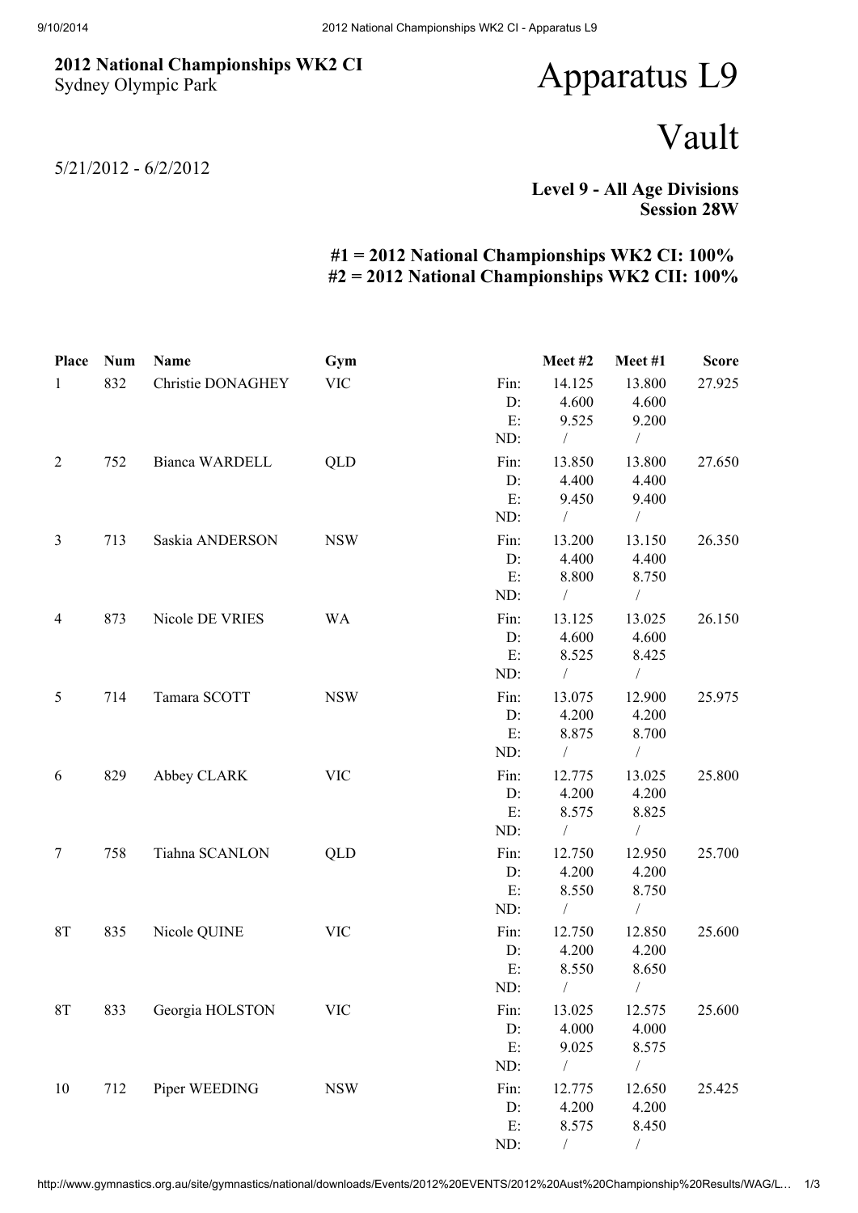**2012 National Championships WK2 CI**
Sydney Olympic Park

5/21/2012 - 6/2/2012

# Apparatus L9

# Vault

**Level 9 - All Age Divisions**
**Session 28W**

**#1 = 2012 National Championships WK2 CI: 100%**
**#2 = 2012 National Championships WK2 CII: 100%**

| Place | Num | Name | Gym | | Meet #2 | Meet #1 | Score |
|---|---|---|---|---|---|---|---|
| 1 | 832 | Christie DONAGHEY | VIC | Fin: | 14.125 | 13.800 | 27.925 |
| | | | | D: | 4.600 | 4.600 | |
| | | | | E: | 9.525 | 9.200 | |
| | | | | ND: | / | / | |
| 2 | 752 | Bianca WARDELL | QLD | Fin: | 13.850 | 13.800 | 27.650 |
| | | | | D: | 4.400 | 4.400 | |
| | | | | E: | 9.450 | 9.400 | |
| | | | | ND: | / | / | |
| 3 | 713 | Saskia ANDERSON | NSW | Fin: | 13.200 | 13.150 | 26.350 |
| | | | | D: | 4.400 | 4.400 | |
| | | | | E: | 8.800 | 8.750 | |
| | | | | ND: | / | / | |
| 4 | 873 | Nicole DE VRIES | WA | Fin: | 13.125 | 13.025 | 26.150 |
| | | | | D: | 4.600 | 4.600 | |
| | | | | E: | 8.525 | 8.425 | |
| | | | | ND: | / | / | |
| 5 | 714 | Tamara SCOTT | NSW | Fin: | 13.075 | 12.900 | 25.975 |
| | | | | D: | 4.200 | 4.200 | |
| | | | | E: | 8.875 | 8.700 | |
| | | | | ND: | / | / | |
| 6 | 829 | Abbey CLARK | VIC | Fin: | 12.775 | 13.025 | 25.800 |
| | | | | D: | 4.200 | 4.200 | |
| | | | | E: | 8.575 | 8.825 | |
| | | | | ND: | / | / | |
| 7 | 758 | Tiahna SCANLON | QLD | Fin: | 12.750 | 12.950 | 25.700 |
| | | | | D: | 4.200 | 4.200 | |
| | | | | E: | 8.550 | 8.750 | |
| | | | | ND: | / | / | |
| 8T | 835 | Nicole QUINE | VIC | Fin: | 12.750 | 12.850 | 25.600 |
| | | | | D: | 4.200 | 4.200 | |
| | | | | E: | 8.550 | 8.650 | |
| | | | | ND: | / | / | |
| 8T | 833 | Georgia HOLSTON | VIC | Fin: | 13.025 | 12.575 | 25.600 |
| | | | | D: | 4.000 | 4.000 | |
| | | | | E: | 9.025 | 8.575 | |
| | | | | ND: | / | / | |
| 10 | 712 | Piper WEEDING | NSW | Fin: | 12.775 | 12.650 | 25.425 |
| | | | | D: | 4.200 | 4.200 | |
| | | | | E: | 8.575 | 8.450 | |
| | | | | ND: | / | / | |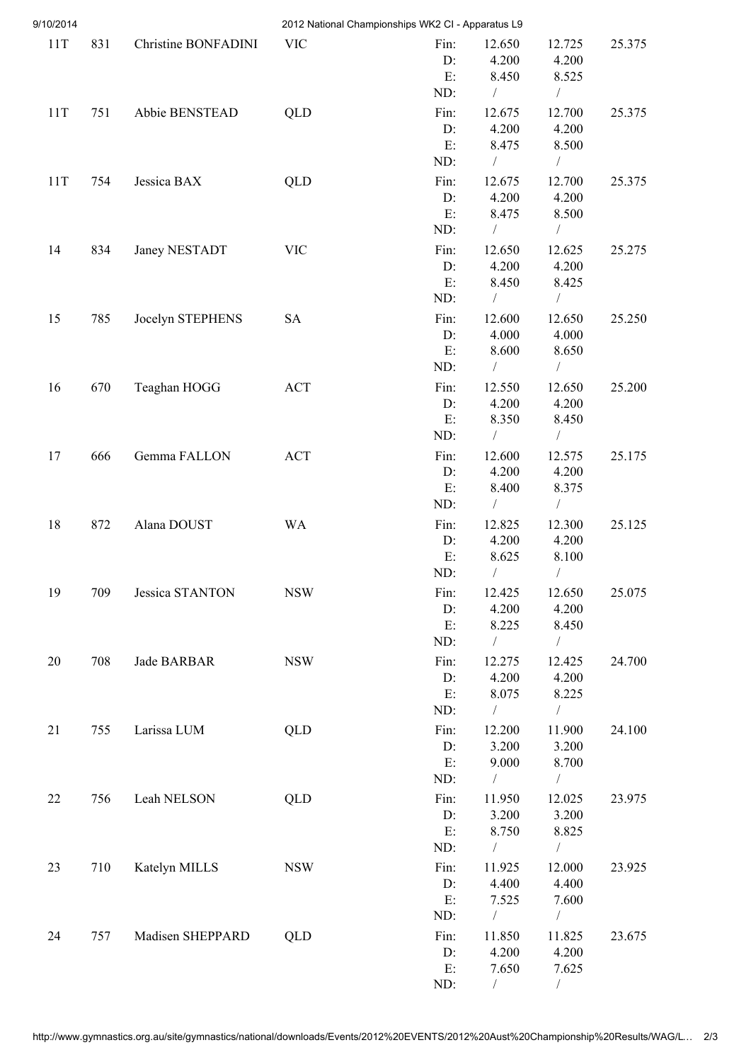| Rank | No. | Name | State | | | | Total |
|---|---|---|---|---|---|---|---|
| 11T | 831 | Christine BONFADINI | VIC | Fin: | 12.650 | 12.725 | 25.375 |
| | | | | D: | 4.200 | 4.200 | |
| | | | | E: | 8.450 | 8.525 | |
| | | | | ND: | / | / | |
| 11T | 751 | Abbie BENSTEAD | QLD | Fin: | 12.675 | 12.700 | 25.375 |
| | | | | D: | 4.200 | 4.200 | |
| | | | | E: | 8.475 | 8.500 | |
| | | | | ND: | / | / | |
| 11T | 754 | Jessica BAX | QLD | Fin: | 12.675 | 12.700 | 25.375 |
| | | | | D: | 4.200 | 4.200 | |
| | | | | E: | 8.475 | 8.500 | |
| | | | | ND: | / | / | |
| 14 | 834 | Janey NESTADT | VIC | Fin: | 12.650 | 12.625 | 25.275 |
| | | | | D: | 4.200 | 4.200 | |
| | | | | E: | 8.450 | 8.425 | |
| | | | | ND: | / | / | |
| 15 | 785 | Jocelyn STEPHENS | SA | Fin: | 12.600 | 12.650 | 25.250 |
| | | | | D: | 4.000 | 4.000 | |
| | | | | E: | 8.600 | 8.650 | |
| | | | | ND: | / | / | |
| 16 | 670 | Teaghan HOGG | ACT | Fin: | 12.550 | 12.650 | 25.200 |
| | | | | D: | 4.200 | 4.200 | |
| | | | | E: | 8.350 | 8.450 | |
| | | | | ND: | / | / | |
| 17 | 666 | Gemma FALLON | ACT | Fin: | 12.600 | 12.575 | 25.175 |
| | | | | D: | 4.200 | 4.200 | |
| | | | | E: | 8.400 | 8.375 | |
| | | | | ND: | / | / | |
| 18 | 872 | Alana DOUST | WA | Fin: | 12.825 | 12.300 | 25.125 |
| | | | | D: | 4.200 | 4.200 | |
| | | | | E: | 8.625 | 8.100 | |
| | | | | ND: | / | / | |
| 19 | 709 | Jessica STANTON | NSW | Fin: | 12.425 | 12.650 | 25.075 |
| | | | | D: | 4.200 | 4.200 | |
| | | | | E: | 8.225 | 8.450 | |
| | | | | ND: | / | / | |
| 20 | 708 | Jade BARBAR | NSW | Fin: | 12.275 | 12.425 | 24.700 |
| | | | | D: | 4.200 | 4.200 | |
| | | | | E: | 8.075 | 8.225 | |
| | | | | ND: | / | / | |
| 21 | 755 | Larissa LUM | QLD | Fin: | 12.200 | 11.900 | 24.100 |
| | | | | D: | 3.200 | 3.200 | |
| | | | | E: | 9.000 | 8.700 | |
| | | | | ND: | / | / | |
| 22 | 756 | Leah NELSON | QLD | Fin: | 11.950 | 12.025 | 23.975 |
| | | | | D: | 3.200 | 3.200 | |
| | | | | E: | 8.750 | 8.825 | |
| | | | | ND: | / | / | |
| 23 | 710 | Katelyn MILLS | NSW | Fin: | 11.925 | 12.000 | 23.925 |
| | | | | D: | 4.400 | 4.400 | |
| | | | | E: | 7.525 | 7.600 | |
| | | | | ND: | / | / | |
| 24 | 757 | Madisen SHEPPARD | QLD | Fin: | 11.850 | 11.825 | 23.675 |
| | | | | D: | 4.200 | 4.200 | |
| | | | | E: | 7.650 | 7.625 | |
| | | | | ND: | / | / | |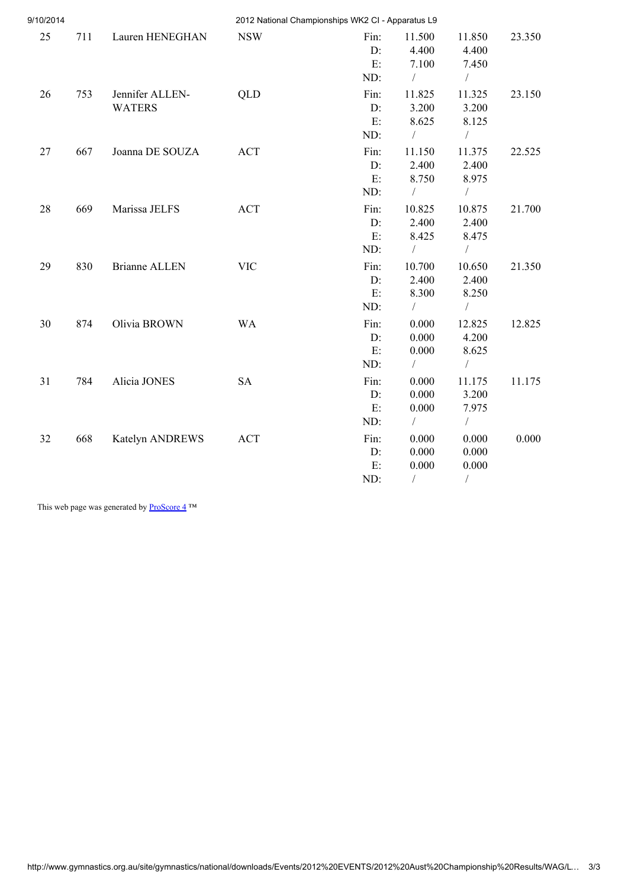| | | | | | | | |
|---|---|---|---|---|---|---|---|
| 25 | 711 | Lauren HENEGHAN | NSW | Fin:<br>D:<br>E:<br>ND: | 11.500<br>4.400<br>7.100<br>/ | 11.850<br>4.400<br>7.450<br>/ | 23.350 |
| 26 | 753 | Jennifer ALLEN-WATERS | QLD | Fin:<br>D:<br>E:<br>ND: | 11.825<br>3.200<br>8.625<br>/ | 11.325<br>3.200<br>8.125<br>/ | 23.150 |
| 27 | 667 | Joanna DE SOUZA | ACT | Fin:<br>D:<br>E:<br>ND: | 11.150<br>2.400<br>8.750<br>/ | 11.375<br>2.400<br>8.975<br>/ | 22.525 |
| 28 | 669 | Marissa JELFS | ACT | Fin:<br>D:<br>E:<br>ND: | 10.825<br>2.400<br>8.425<br>/ | 10.875<br>2.400<br>8.475<br>/ | 21.700 |
| 29 | 830 | Brianne ALLEN | VIC | Fin:<br>D:<br>E:<br>ND: | 10.700<br>2.400<br>8.300<br>/ | 10.650<br>2.400<br>8.250<br>/ | 21.350 |
| 30 | 874 | Olivia BROWN | WA | Fin:<br>D:<br>E:<br>ND: | 0.000<br>0.000<br>0.000<br>/ | 12.825<br>4.200<br>8.625<br>/ | 12.825 |
| 31 | 784 | Alicia JONES | SA | Fin:<br>D:<br>E:<br>ND: | 0.000<br>0.000<br>0.000<br>/ | 11.175<br>3.200<br>7.975<br>/ | 11.175 |
| 32 | 668 | Katelyn ANDREWS | ACT | Fin:<br>D:<br>E:<br>ND: | 0.000<br>0.000<br>0.000<br>/ | 0.000<br>0.000<br>0.000<br>/ | 0.000 |

This web page was generated by ProScore 4 ™